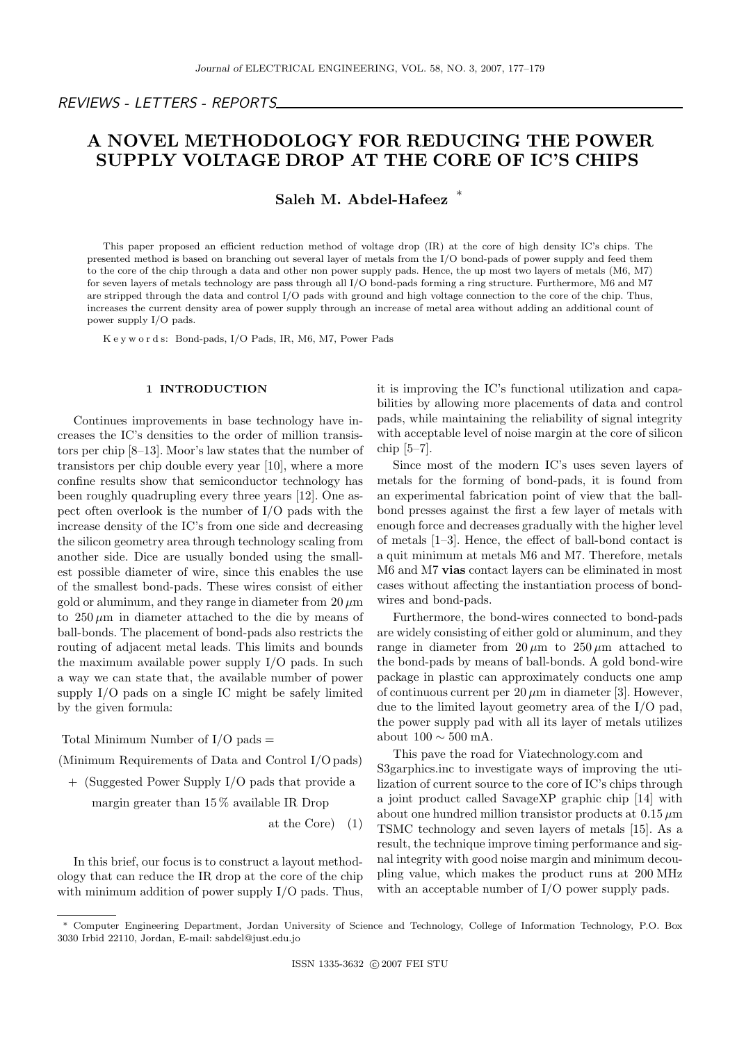REVIEWS - LETTERS - REPORTS

# A NOVEL METHODOLOGY FOR REDUCING THE POWER SUPPLY VOLTAGE DROP AT THE CORE OF IC'S CHIPS

**Saleh M. Abdel-Hafeez** *

This paper proposed an efficient reduction method of voltage drop (IR) at the core of high density IC's chips. The presented method is based on branching out several layer of metals from the I/O bond-pads of power supply and feed them to the core of the chip through a data and other non power supply pads. Hence, the up most two layers of metals (M6, M7) for seven layers of metals technology are pass through all I/O bond-pads forming a ring structure. Furthermore, M6 and M7 are stripped through the data and control I/O pads with ground and high voltage connection to the core of the chip. Thus, increases the current density area of power supply through an increase of metal area without adding an additional count of power supply I/O pads.

K e y w o r d s: Bond-pads, I/O Pads, IR, M6, M7, Power Pads

## 1 INTRODUCTION

Continues improvements in base technology have increases the IC's densities to the order of million transistors per chip [8–13]. Moor's law states that the number of transistors per chip double every year [10], where a more confine results show that semiconductor technology has been roughly quadrupling every three years [12]. One aspect often overlook is the number of I/O pads with the increase density of the IC's from one side and decreasing the silicon geometry area through technology scaling from another side. Dice are usually bonded using the smallest possible diameter of wire, since this enables the use of the smallest bond-pads. These wires consist of either gold or aluminum, and they range in diameter from $20\,\mu$m to $250\,\mu$m in diameter attached to the die by means of ball-bonds. The placement of bond-pads also restricts the routing of adjacent metal leads. This limits and bounds the maximum available power supply I/O pads. In such a way we can state that, the available number of power supply I/O pads on a single IC might be safely limited by the given formula:

Total Minimum Number of I/O pads =

(Minimum Requirements of Data and Control I/O pads)

+ (Suggested Power Supply I/O pads that provide a margin greater than 15 % available IR Drop at the Core) (1)

In this brief, our focus is to construct a layout methodology that can reduce the IR drop at the core of the chip with minimum addition of power supply I/O pads. Thus, it is improving the IC's functional utilization and capabilities by allowing more placements of data and control pads, while maintaining the reliability of signal integrity with acceptable level of noise margin at the core of silicon chip [5–7].

Since most of the modern IC's uses seven layers of metals for the forming of bond-pads, it is found from an experimental fabrication point of view that the ball-bond presses against the first a few layer of metals with enough force and decreases gradually with the higher level of metals [1–3]. Hence, the effect of ball-bond contact is a quit minimum at metals M6 and M7. Therefore, metals M6 and M7 **vias** contact layers can be eliminated in most cases without affecting the instantiation process of bond-wires and bond-pads.

Furthermore, the bond-wires connected to bond-pads are widely consisting of either gold or aluminum, and they range in diameter from $20\,\mu$m to $250\,\mu$m attached to the bond-pads by means of ball-bonds. A gold bond-wire package in plastic can approximately conducts one amp of continuous current per $20\,\mu$m in diameter [3]. However, due to the limited layout geometry area of the I/O pad, the power supply pad with all its layer of metals utilizes about $100 \sim 500$ mA.

This pave the road for Viatechnology.com and S3garphics.inc to investigate ways of improving the utilization of current source to the core of IC's chips through a joint product called SavageXP graphic chip [14] with about one hundred million transistor products at $0.15\,\mu$m TSMC technology and seven layers of metals [15]. As a result, the technique improve timing performance and signal integrity with good noise margin and minimum decoupling value, which makes the product runs at 200 MHz with an acceptable number of I/O power supply pads.

* Computer Engineering Department, Jordan University of Science and Technology, College of Information Technology, P.O. Box 3030 Irbid 22110, Jordan, E-mail: sabdel@just.edu.jo

ISSN 1335-3632 © 2007 FEI STU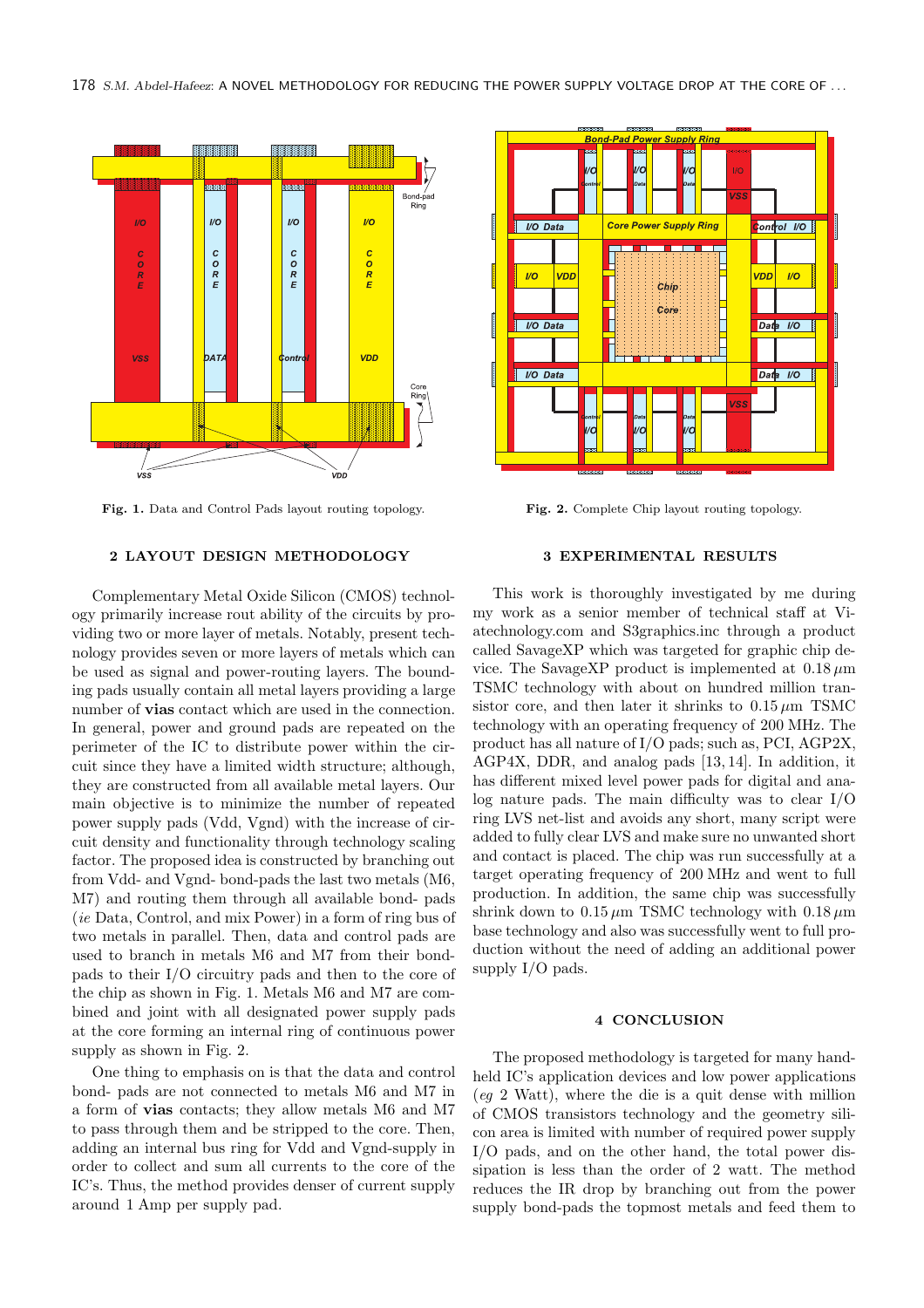Fig. 1. Data and Control Pads layout routing topology.

Fig. 2. Complete Chip layout routing topology.

## 2 LAYOUT DESIGN METHODOLOGY

Complementary Metal Oxide Silicon (CMOS) technology primarily increase rout ability of the circuits by providing two or more layer of metals. Notably, present technology provides seven or more layers of metals which can be used as signal and power-routing layers. The bounding pads usually contain all metal layers providing a large number of **vias** contact which are used in the connection. In general, power and ground pads are repeated on the perimeter of the IC to distribute power within the circuit since they have a limited width structure; although, they are constructed from all available metal layers. Our main objective is to minimize the number of repeated power supply pads (Vdd, Vgnd) with the increase of circuit density and functionality through technology scaling factor. The proposed idea is constructed by branching out from Vdd- and Vgnd- bond-pads the last two metals (M6, M7) and routing them through all available bond- pads (*ie* Data, Control, and mix Power) in a form of ring bus of two metals in parallel. Then, data and control pads are used to branch in metals M6 and M7 from their bond-pads to their I/O circuitry pads and then to the core of the chip as shown in Fig. 1. Metals M6 and M7 are combined and joint with all designated power supply pads at the core forming an internal ring of continuous power supply as shown in Fig. 2.

One thing to emphasis on is that the data and control bond- pads are not connected to metals M6 and M7 in a form of **vias** contacts; they allow metals M6 and M7 to pass through them and be stripped to the core. Then, adding an internal bus ring for Vdd and Vgnd-supply in order to collect and sum all currents to the core of the IC's. Thus, the method provides denser of current supply around 1 Amp per supply pad.

## 3 EXPERIMENTAL RESULTS

This work is thoroughly investigated by me during my work as a senior member of technical staff at Viatechnology.com and S3graphics.inc through a product called SavageXP which was targeted for graphic chip device. The SavageXP product is implemented at 0.18 $\mu$m TSMC technology with about on hundred million transistor core, and then later it shrinks to 0.15 $\mu$m TSMC technology with an operating frequency of 200 MHz. The product has all nature of I/O pads; such as, PCI, AGP2X, AGP4X, DDR, and analog pads [13, 14]. In addition, it has different mixed level power pads for digital and analog nature pads. The main difficulty was to clear I/O ring LVS net-list and avoids any short, many script were added to fully clear LVS and make sure no unwanted short and contact is placed. The chip was run successfully at a target operating frequency of 200 MHz and went to full production. In addition, the same chip was successfully shrink down to 0.15 $\mu$m TSMC technology with 0.18 $\mu$m base technology and also was successfully went to full production without the need of adding an additional power supply I/O pads.

## 4 CONCLUSION

The proposed methodology is targeted for many handheld IC's application devices and low power applications (*eg* 2 Watt), where the die is a quit dense with million of CMOS transistors technology and the geometry silicon area is limited with number of required power supply I/O pads, and on the other hand, the total power dissipation is less than the order of 2 watt. The method reduces the IR drop by branching out from the power supply bond-pads the topmost metals and feed them to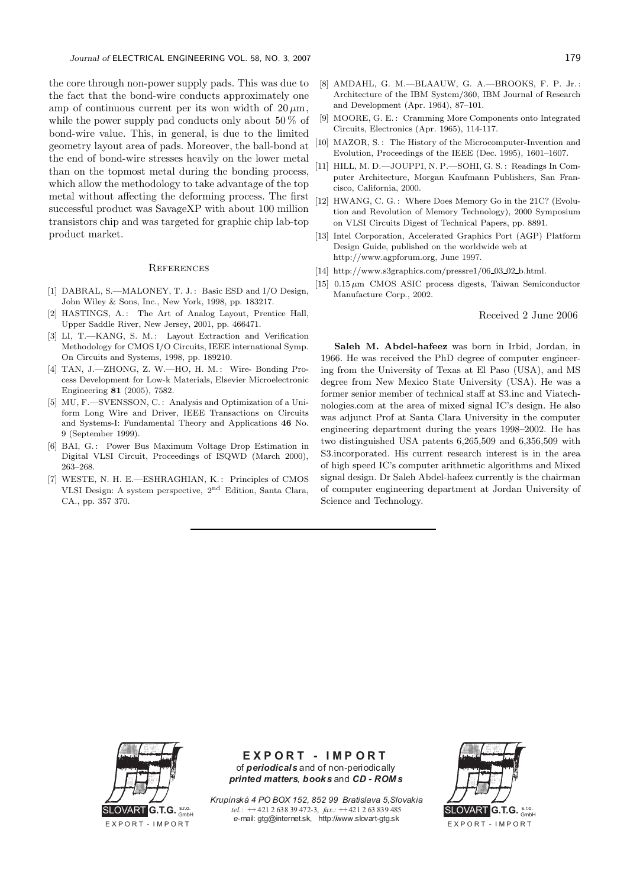the core through non-power supply pads. This was due to the fact that the bond-wire conducts approximately one amp of continuous current per its won width of $20\,\mu$m, while the power supply pad conducts only about $50\,\%$ of bond-wire value. This, in general, is due to the limited geometry layout area of pads. Moreover, the ball-bond at the end of bond-wire stresses heavily on the lower metal than on the topmost metal during the bonding process, which allow the methodology to take advantage of the top metal without affecting the deforming process. The first successful product was SavageXP with about 100 million transistors chip and was targeted for graphic chip lab-top product market.

## References

[1] DABRAL, S.—MALONEY, T. J.: Basic ESD and I/O Design, John Wiley & Sons, Inc., New York, 1998, pp. 183217.

[2] HASTINGS, A.: The Art of Analog Layout, Prentice Hall, Upper Saddle River, New Jersey, 2001, pp. 466471.

[3] LI, T.—KANG, S. M.: Layout Extraction and Verification Methodology for CMOS I/O Circuits, IEEE international Symp. On Circuits and Systems, 1998, pp. 189210.

[4] TAN, J.—ZHONG, Z. W.—HO, H. M.: Wire- Bonding Process Development for Low-k Materials, Elsevier Microelectronic Engineering **81** (2005), 7582.

[5] MU, F.—SVENSSON, C.: Analysis and Optimization of a Uniform Long Wire and Driver, IEEE Transactions on Circuits and Systems-I: Fundamental Theory and Applications **46** No. 9 (September 1999).

[6] BAI, G.: Power Bus Maximum Voltage Drop Estimation in Digital VLSI Circuit, Proceedings of ISQWD (March 2000), 263–268.

[7] WESTE, N. H. E.—ESHRAGHIAN, K.: Principles of CMOS VLSI Design: A system perspective, 2nd Edition, Santa Clara, CA., pp. 357 370.

[8] AMDAHL, G. M.—BLAAUW, G. A.—BROOKS, F. P. Jr.: Architecture of the IBM System/360, IBM Journal of Research and Development (Apr. 1964), 87–101.

[9] MOORE, G. E.: Cramming More Components onto Integrated Circuits, Electronics (Apr. 1965), 114-117.

[10] MAZOR, S.: The History of the Microcomputer-Invention and Evolution, Proceedings of the IEEE (Dec. 1995), 1601–1607.

[11] HILL, M. D.—JOUPPI, N. P.—SOHI, G. S.: Readings In Computer Architecture, Morgan Kaufmann Publishers, San Francisco, California, 2000.

[12] HWANG, C. G.: Where Does Memory Go in the 21C? (Evolution and Revolution of Memory Technology), 2000 Symposium on VLSI Circuits Digest of Technical Papers, pp. 8891.

[13] Intel Corporation, Accelerated Graphics Port (AGP) Platform Design Guide, published on the worldwide web at http://www.agpforum.org, June 1997.

[14] http://www.s3graphics.com/pressre1/06_03_02_b.html.

[15] $0.15\,\mu$m CMOS ASIC process digests, Taiwan Semiconductor Manufacture Corp., 2002.

Received 2 June 2006

**Saleh M. Abdel-hafeez** was born in Irbid, Jordan, in 1966. He was received the PhD degree of computer engineering from the University of Texas at El Paso (USA), and MS degree from New Mexico State University (USA). He was a former senior member of technical staff at S3.inc and Viatechnologies.com at the area of mixed signal IC's design. He also was adjunct Prof at Santa Clara University in the computer engineering department during the years 1998–2002. He has two distinguished USA patents 6,265,509 and 6,356,509 with S3.incorporated. His current research interest is in the area of high speed IC's computer arithmetic algorithms and Mixed signal design. Dr Saleh Abdel-hafeez currently is the chairman of computer engineering department at Jordan University of Science and Technology.

**EXPORT - IMPORT**
of ***periodicals*** and of non-periodically ***printed matters***, ***books*** and ***CD - ROMs***

*Krupinská 4 PO BOX 152, 852 99 Bratislava 5, Slovakia*
*tel.:* ++421 2 638 39 472-3, *fax.:* ++421 2 63 839 485
e-mail: gtg@internet.sk, http://www.slovart-gtg.sk

SLOVART G.T.G. s.r.o. GmbH
EXPORT - IMPORT